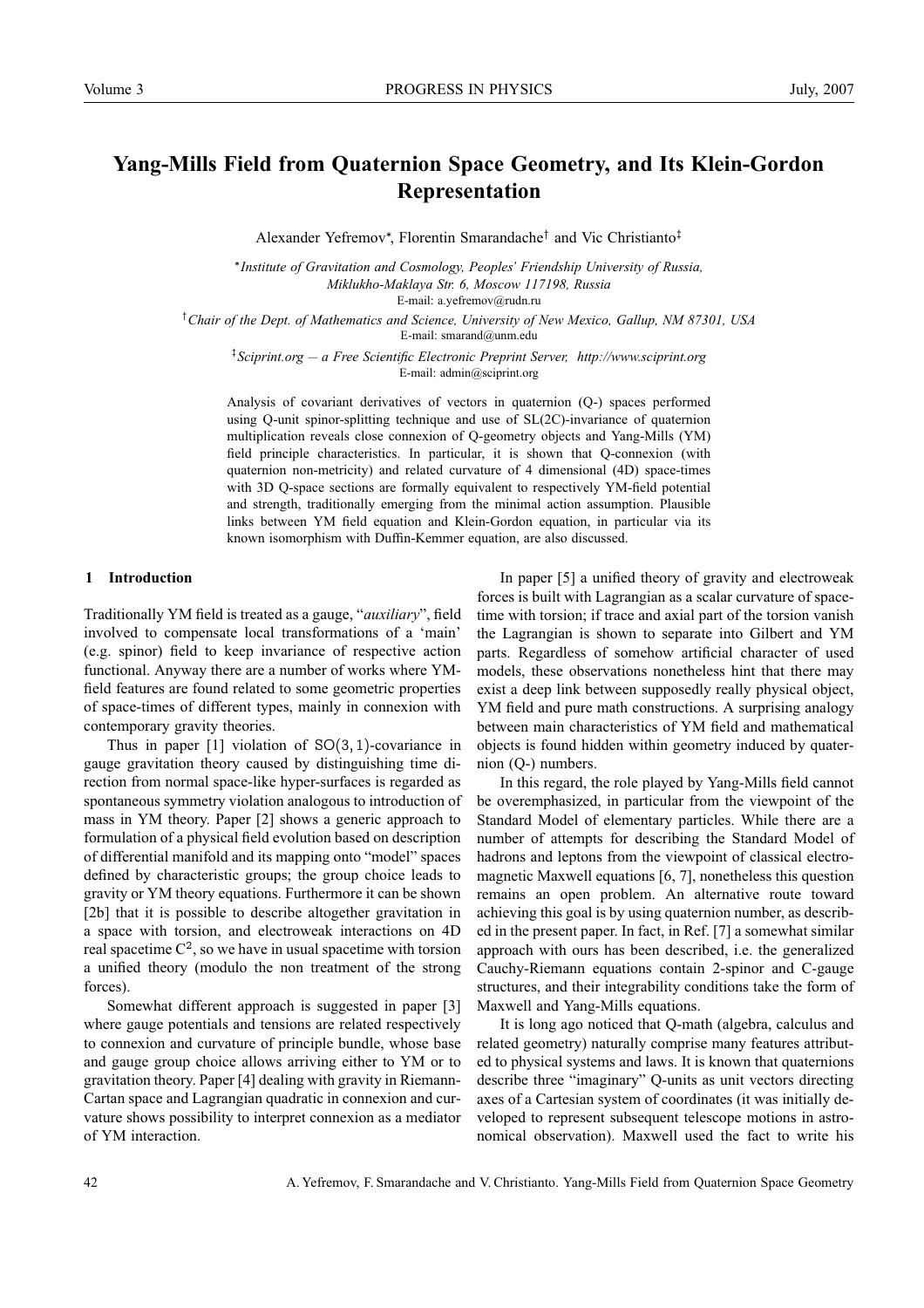# Yang-Mills Field from Quaternion Space Geometry, and Its Klein-Gordon Representation

Alexander Yefremov*, Florentin Smarandache† and Vic Christianto‡

*Institute of Gravitation and Cosmology, Peoples' Friendship University of Russia, Miklukho-Maklaya Str. 6, Moscow 117198, Russia*
E-mail: a.yefremov@rudn.ru

†*Chair of the Dept. of Mathematics and Science, University of New Mexico, Gallup, NM 87301, USA*
E-mail: smarand@unm.edu

‡*Sciprint.org — a Free Scientific Electronic Preprint Server, http://www.sciprint.org*
E-mail: admin@sciprint.org

Analysis of covariant derivatives of vectors in quaternion (Q-) spaces performed using Q-unit spinor-splitting technique and use of SL(2C)-invariance of quaternion multiplication reveals close connexion of Q-geometry objects and Yang-Mills (YM) field principle characteristics. In particular, it is shown that Q-connexion (with quaternion non-metricity) and related curvature of 4 dimensional (4D) space-times with 3D Q-space sections are formally equivalent to respectively YM-field potential and strength, traditionally emerging from the minimal action assumption. Plausible links between YM field equation and Klein-Gordon equation, in particular via its known isomorphism with Duffin-Kemmer equation, are also discussed.

## 1 Introduction

Traditionally YM field is treated as a gauge, "*auxiliary*", field involved to compensate local transformations of a 'main' (e.g. spinor) field to keep invariance of respective action functional. Anyway there are a number of works where YM-field features are found related to some geometric properties of space-times of different types, mainly in connexion with contemporary gravity theories.

Thus in paper [1] violation of $SO(3,1)$-covariance in gauge gravitation theory caused by distinguishing time direction from normal space-like hyper-surfaces is regarded as spontaneous symmetry violation analogous to introduction of mass in YM theory. Paper [2] shows a generic approach to formulation of a physical field evolution based on description of differential manifold and its mapping onto "model" spaces defined by characteristic groups; the group choice leads to gravity or YM theory equations. Furthermore it can be shown [2b] that it is possible to describe altogether gravitation in a space with torsion, and electroweak interactions on 4D real spacetime $C^2$, so we have in usual spacetime with torsion a unified theory (modulo the non treatment of the strong forces).

Somewhat different approach is suggested in paper [3] where gauge potentials and tensions are related respectively to connexion and curvature of principle bundle, whose base and gauge group choice allows arriving either to YM or to gravitation theory. Paper [4] dealing with gravity in Riemann-Cartan space and Lagrangian quadratic in connexion and curvature shows possibility to interpret connexion as a mediator of YM interaction.

In paper [5] a unified theory of gravity and electroweak forces is built with Lagrangian as a scalar curvature of space-time with torsion; if trace and axial part of the torsion vanish the Lagrangian is shown to separate into Gilbert and YM parts. Regardless of somehow artificial character of used models, these observations nonetheless hint that there may exist a deep link between supposedly really physical object, YM field and pure math constructions. A surprising analogy between main characteristics of YM field and mathematical objects is found hidden within geometry induced by quaternion (Q-) numbers.

In this regard, the role played by Yang-Mills field cannot be overemphasized, in particular from the viewpoint of the Standard Model of elementary particles. While there are a number of attempts for describing the Standard Model of hadrons and leptons from the viewpoint of classical electromagnetic Maxwell equations [6, 7], nonetheless this question remains an open problem. An alternative route toward achieving this goal is by using quaternion number, as described in the present paper. In fact, in Ref. [7] a somewhat similar approach with ours has been described, i.e. the generalized Cauchy-Riemann equations contain 2-spinor and C-gauge structures, and their integrability conditions take the form of Maxwell and Yang-Mills equations.

It is long ago noticed that Q-math (algebra, calculus and related geometry) naturally comprise many features attributed to physical systems and laws. It is known that quaternions describe three "imaginary" Q-units as unit vectors directing axes of a Cartesian system of coordinates (it was initially developed to represent subsequent telescope motions in astronomical observation). Maxwell used the fact to write his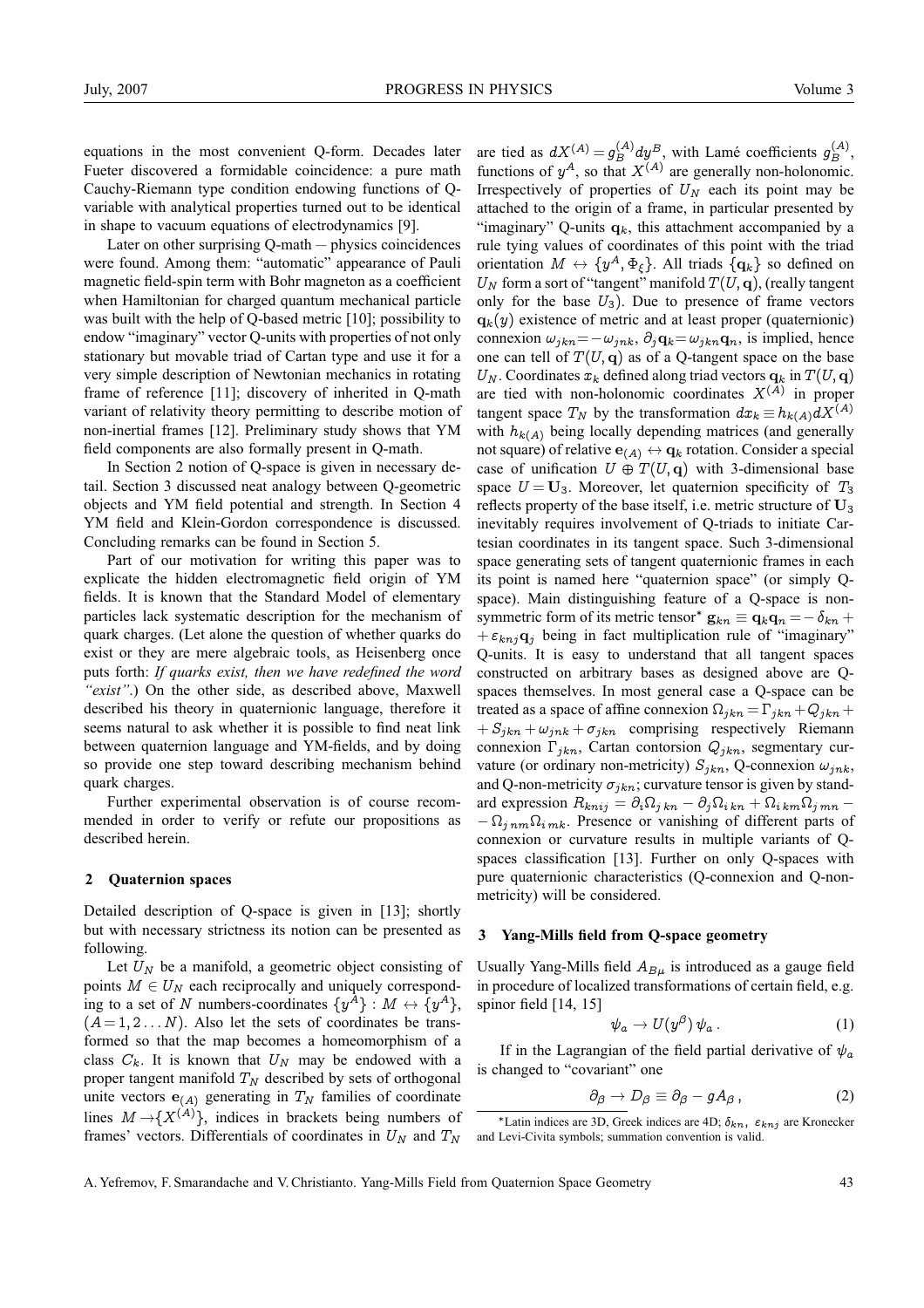equations in the most convenient Q-form. Decades later Fueter discovered a formidable coincidence: a pure math Cauchy-Riemann type condition endowing functions of Q-variable with analytical properties turned out to be identical in shape to vacuum equations of electrodynamics [9].

Later on other surprising Q-math — physics coincidences were found. Among them: "automatic" appearance of Pauli magnetic field-spin term with Bohr magneton as a coefficient when Hamiltonian for charged quantum mechanical particle was built with the help of Q-based metric [10]; possibility to endow "imaginary" vector Q-units with properties of not only stationary but movable triad of Cartan type and use it for a very simple description of Newtonian mechanics in rotating frame of reference [11]; discovery of inherited in Q-math variant of relativity theory permitting to describe motion of non-inertial frames [12]. Preliminary study shows that YM field components are also formally present in Q-math.

In Section 2 notion of Q-space is given in necessary detail. Section 3 discussed neat analogy between Q-geometric objects and YM field potential and strength. In Section 4 YM field and Klein-Gordon correspondence is discussed. Concluding remarks can be found in Section 5.

Part of our motivation for writing this paper was to explicate the hidden electromagnetic field origin of YM fields. It is known that the Standard Model of elementary particles lack systematic description for the mechanism of quark charges. (Let alone the question of whether quarks do exist or they are mere algebraic tools, as Heisenberg once puts forth: *If quarks exist, then we have redefined the word "exist".*) On the other side, as described above, Maxwell described his theory in quaternionic language, therefore it seems natural to ask whether it is possible to find neat link between quaternion language and YM-fields, and by doing so provide one step toward describing mechanism behind quark charges.

Further experimental observation is of course recommended in order to verify or refute our propositions as described herein.

## 2 Quaternion spaces

Detailed description of Q-space is given in [13]; shortly but with necessary strictness its notion can be presented as following.

Let $U_N$ be a manifold, a geometric object consisting of points $M \in U_N$ each reciprocally and uniquely corresponding to a set of $N$ numbers-coordinates $\{y^A\} : M \leftrightarrow \{y^A\}$, $(A = 1, 2 \ldots N)$. Also let the sets of coordinates be transformed so that the map becomes a homeomorphism of a class $C_k$. It is known that $U_N$ may be endowed with a proper tangent manifold $T_N$ described by sets of orthogonal unite vectors $\mathbf{e}_{(A)}$ generating in $T_N$ families of coordinate lines $M \rightarrow \{X^{(A)}\}$, indices in brackets being numbers of frames' vectors. Differentials of coordinates in $U_N$ and $T_N$ are tied as $dX^{(A)} = g^{(A)}_B dy^B$, with Lamé coefficients $g^{(A)}_B$, functions of $y^A$, so that $X^{(A)}$ are generally non-holonomic. Irrespectively of properties of $U_N$ each its point may be attached to the origin of a frame, in particular presented by "imaginary" Q-units $\mathbf{q}_k$, this attachment accompanied by a rule tying values of coordinates of this point with the triad orientation $M \leftrightarrow \{y^A, \Phi_\xi\}$. All triads $\{\mathbf{q}_k\}$ so defined on $U_N$ form a sort of "tangent" manifold $T(U, \mathbf{q})$, (really tangent only for the base $U_3$). Due to presence of frame vectors $\mathbf{q}_k(y)$ existence of metric and at least proper (quaternionic) connexion $\omega_{jkn} = -\omega_{jnk}$, $\partial_j \mathbf{q}_k = \omega_{jkn} \mathbf{q}_n$, is implied, hence one can tell of $T(U, \mathbf{q})$ as of a Q-tangent space on the base $U_N$. Coordinates $x_k$ defined along triad vectors $\mathbf{q}_k$ in $T(U, \mathbf{q})$ are tied with non-holonomic coordinates $X^{(A)}$ in proper tangent space $T_N$ by the transformation $dx_k \equiv h_{k(A)} dX^{(A)}$ with $h_{k(A)}$ being locally depending matrices (and generally not square) of relative $\mathbf{e}_{(A)} \leftrightarrow \mathbf{q}_k$ rotation. Consider a special case of unification $U \oplus T(U, \mathbf{q})$ with 3-dimensional base space $U = \mathbf{U}_3$. Moreover, let quaternion specificity of $T_3$ reflects property of the base itself, i.e. metric structure of $\mathbf{U}_3$ inevitably requires involvement of Q-triads to initiate Cartesian coordinates in its tangent space. Such 3-dimensional space generating sets of tangent quaternionic frames in each its point is named here "quaternion space" (or simply Q-space). Main distinguishing feature of a Q-space is non-symmetric form of its metric tensor* $\mathbf{g}_{kn} \equiv \mathbf{q}_k \mathbf{q}_n = -\delta_{kn} + \varepsilon_{knj} \mathbf{q}_j$ being in fact multiplication rule of "imaginary" Q-units. It is easy to understand that all tangent spaces constructed on arbitrary bases as designed above are Q-spaces themselves. In most general case a Q-space can be treated as a space of affine connexion $\Omega_{jkn} = \Gamma_{jkn} + Q_{jkn} + S_{jkn} + \omega_{jnk} + \sigma_{jkn}$ comprising respectively Riemann connexion $\Gamma_{jkn}$, Cartan contorsion $Q_{jkn}$, segmentary curvature (or ordinary non-metricity) $S_{jkn}$, Q-connexion $\omega_{jnk}$, and Q-non-metricity $\sigma_{jkn}$; curvature tensor is given by standard expression $R_{knij} = \partial_i \Omega_{j\,kn} - \partial_j \Omega_{i\,kn} + \Omega_{i\,km} \Omega_{j\,mn} - \Omega_{j\,nm} \Omega_{i\,mk}$. Presence or vanishing of different parts of connexion or curvature results in multiple variants of Q-spaces classification [13]. Further on only Q-spaces with pure quaternionic characteristics (Q-connexion and Q-non-metricity) will be considered.

## 3 Yang-Mills field from Q-space geometry

Usually Yang-Mills field $A_{B\mu}$ is introduced as a gauge field in procedure of localized transformations of certain field, e.g. spinor field [14, 15]

$$\psi_a \rightarrow U(y^\beta)\, \psi_a \,. \tag{1}$$

If in the Lagrangian of the field partial derivative of $\psi_a$ is changed to "covariant" one

$$\partial_\beta \rightarrow D_\beta \equiv \partial_\beta - g A_\beta \,, \tag{2}$$

*Latin indices are 3D, Greek indices are 4D; $\delta_{kn}$, $\varepsilon_{knj}$ are Kronecker and Levi-Civita symbols; summation convention is valid.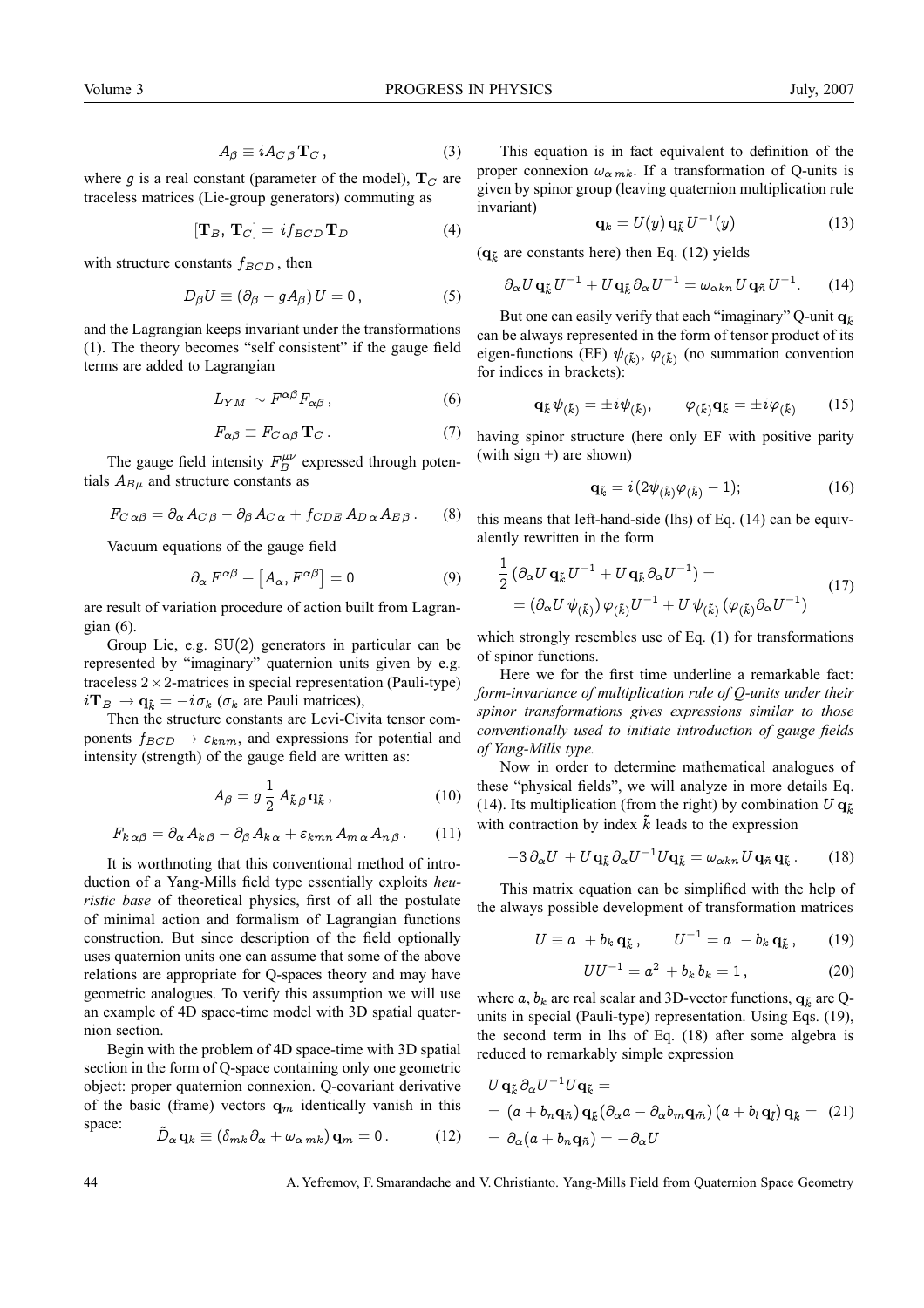$$A_\beta \equiv i A_{C\beta} \mathbf{T}_C \,, \tag{3}$$

where $g$ is a real constant (parameter of the model), $\mathbf{T}_C$ are traceless matrices (Lie-group generators) commuting as

$$[\mathbf{T}_B,\, \mathbf{T}_C] = i f_{BCD} \mathbf{T}_D \tag{4}$$

with structure constants $f_{BCD}$, then

$$D_\beta U \equiv (\partial_\beta - g A_\beta)\, U = 0\,, \tag{5}$$

and the Lagrangian keeps invariant under the transformations (1). The theory becomes "self consistent" if the gauge field terms are added to Lagrangian

$$L_{YM} \sim F^{\alpha\beta} F_{\alpha\beta}\,, \tag{6}$$

$$F_{\alpha\beta} \equiv F_{C\,\alpha\beta}\, \mathbf{T}_C\,. \tag{7}$$

The gauge field intensity $F^{\mu\nu}_B$ expressed through potentials $A_{B\mu}$ and structure constants as

$$F_{C\,\alpha\beta} = \partial_\alpha A_{C\,\beta} - \partial_\beta A_{C\,\alpha} + f_{CDE}\, A_{D\,\alpha} A_{E\,\beta}\,. \tag{8}$$

Vacuum equations of the gauge field

$$\partial_\alpha F^{\alpha\beta} + \left[A_\alpha, F^{\alpha\beta}\right] = 0 \tag{9}$$

are result of variation procedure of action built from Lagrangian (6).

Group Lie, e.g. $\mathrm{SU}(2)$ generators in particular can be represented by "imaginary" quaternion units given by e.g. traceless $2\times 2$-matrices in special representation (Pauli-type) $i\mathbf{T}_B \to \mathbf{q}_{\tilde{k}} = -i\sigma_k$ ($\sigma_k$ are Pauli matrices),

Then the structure constants are Levi-Civita tensor components $f_{BCD} \to \varepsilon_{knm}$, and expressions for potential and intensity (strength) of the gauge field are written as:

$$A_\beta = g\, \frac{1}{2}\, A_{\tilde{k}\,\beta}\, \mathbf{q}_{\tilde{k}}\,, \tag{10}$$

$$F_{k\,\alpha\beta} = \partial_\alpha A_{k\,\beta} - \partial_\beta A_{k\,\alpha} + \varepsilon_{kmn}\, A_{m\,\alpha} A_{n\,\beta}\,. \tag{11}$$

It is worthnoting that this conventional method of introduction of a Yang-Mills field type essentially exploits *heuristic base* of theoretical physics, first of all the postulate of minimal action and formalism of Lagrangian functions construction. But since description of the field optionally uses quaternion units one can assume that some of the above relations are appropriate for Q-spaces theory and may have geometric analogues. To verify this assumption we will use an example of 4D space-time model with 3D spatial quaternion section.

Begin with the problem of 4D space-time with 3D spatial section in the form of Q-space containing only one geometric object: proper quaternion connexion. Q-covariant derivative of the basic (frame) vectors $\mathbf{q}_m$ identically vanish in this space:

$$\tilde{D}_\alpha\, \mathbf{q}_k \equiv (\delta_{mk}\,\partial_\alpha + \omega_{\alpha\, mk})\, \mathbf{q}_m = 0\,. \tag{12}$$

This equation is in fact equivalent to definition of the proper connexion $\omega_{\alpha\, mk}$. If a transformation of Q-units is given by spinor group (leaving quaternion multiplication rule invariant)

$$\mathbf{q}_k = U(y)\, \mathbf{q}_{\tilde{k}}\, U^{-1}(y) \tag{13}$$

($\mathbf{q}_{\tilde{k}}$ are constants here) then Eq. (12) yields

$$\partial_\alpha U\, \mathbf{q}_{\tilde{k}}\, U^{-1} + U\, \mathbf{q}_{\tilde{k}}\, \partial_\alpha U^{-1} = \omega_{\alpha k n}\, U\, \mathbf{q}_{\tilde{n}}\, U^{-1}. \tag{14}$$

But one can easily verify that each "imaginary" Q-unit $\mathbf{q}_{\tilde{k}}$ can be always represented in the form of tensor product of its eigen-functions (EF) $\psi_{(\tilde{k})}$, $\varphi_{(\tilde{k})}$ (no summation convention for indices in brackets):

$$\mathbf{q}_{\tilde{k}}\, \psi_{(\tilde{k})} = \pm i \psi_{(\tilde{k})}, \qquad \varphi_{(\tilde{k})} \mathbf{q}_{\tilde{k}} = \pm i \varphi_{(\tilde{k})} \tag{15}$$

having spinor structure (here only EF with positive parity (with sign +) are shown)

$$\mathbf{q}_{\tilde{k}} = i\,(2\psi_{(\tilde{k})}\varphi_{(\tilde{k})} - 1); \tag{16}$$

this means that left-hand-side (lhs) of Eq. (14) can be equivalently rewritten in the form

$$\begin{aligned} &\frac{1}{2}\left(\partial_\alpha U\, \mathbf{q}_{\tilde{k}}\, U^{-1} + U\, \mathbf{q}_{\tilde{k}}\, \partial_\alpha U^{-1}\right) = \\ &= \left(\partial_\alpha U\, \psi_{(\tilde{k})}\right) \varphi_{(\tilde{k})} U^{-1} + U\, \psi_{(\tilde{k})} \left(\varphi_{(\tilde{k})} \partial_\alpha U^{-1}\right) \end{aligned} \tag{17}$$

which strongly resembles use of Eq. (1) for transformations of spinor functions.

Here we for the first time underline a remarkable fact: *form-invariance of multiplication rule of Q-units under their spinor transformations gives expressions similar to those conventionally used to initiate introduction of gauge fields of Yang-Mills type.*

Now in order to determine mathematical analogues of these "physical fields", we will analyze in more details Eq. (14). Its multiplication (from the right) by combination $U\, \mathbf{q}_{\tilde{k}}$ with contraction by index $\tilde{k}$ leads to the expression

$$-3\, \partial_\alpha U \; + U\, \mathbf{q}_{\tilde{k}}\, \partial_\alpha U^{-1} U \mathbf{q}_{\tilde{k}} = \omega_{\alpha k n}\, U\, \mathbf{q}_{\tilde{n}}\, \mathbf{q}_{\tilde{k}}\,. \tag{18}$$

This matrix equation can be simplified with the help of the always possible development of transformation matrices

$$U \equiv a \; + b_k\, \mathbf{q}_{\tilde{k}}\,, \qquad U^{-1} = a \; - b_k\, \mathbf{q}_{\tilde{k}}\,, \tag{19}$$

$$U U^{-1} = a^2 \, + b_k\, b_k = 1\,, \tag{20}$$

where $a$, $b_k$ are real scalar and 3D-vector functions, $\mathbf{q}_{\tilde{k}}$ are Q-units in special (Pauli-type) representation. Using Eqs. (19), the second term in lhs of Eq. (18) after some algebra is reduced to remarkably simple expression

$$\begin{aligned} &U\, \mathbf{q}_{\tilde{k}}\, \partial_\alpha U^{-1} U \mathbf{q}_{\tilde{k}} = \\ &= (a + b_n \mathbf{q}_{\tilde{n}})\, \mathbf{q}_{\tilde{k}} (\partial_\alpha a - \partial_\alpha b_m \mathbf{q}_{\tilde{m}})\, (a + b_l\, \mathbf{q}_{\tilde{l}})\, \mathbf{q}_{\tilde{k}} = \\ &= \partial_\alpha (a + b_n \mathbf{q}_{\tilde{n}}) = -\partial_\alpha U \end{aligned} \tag{21}$$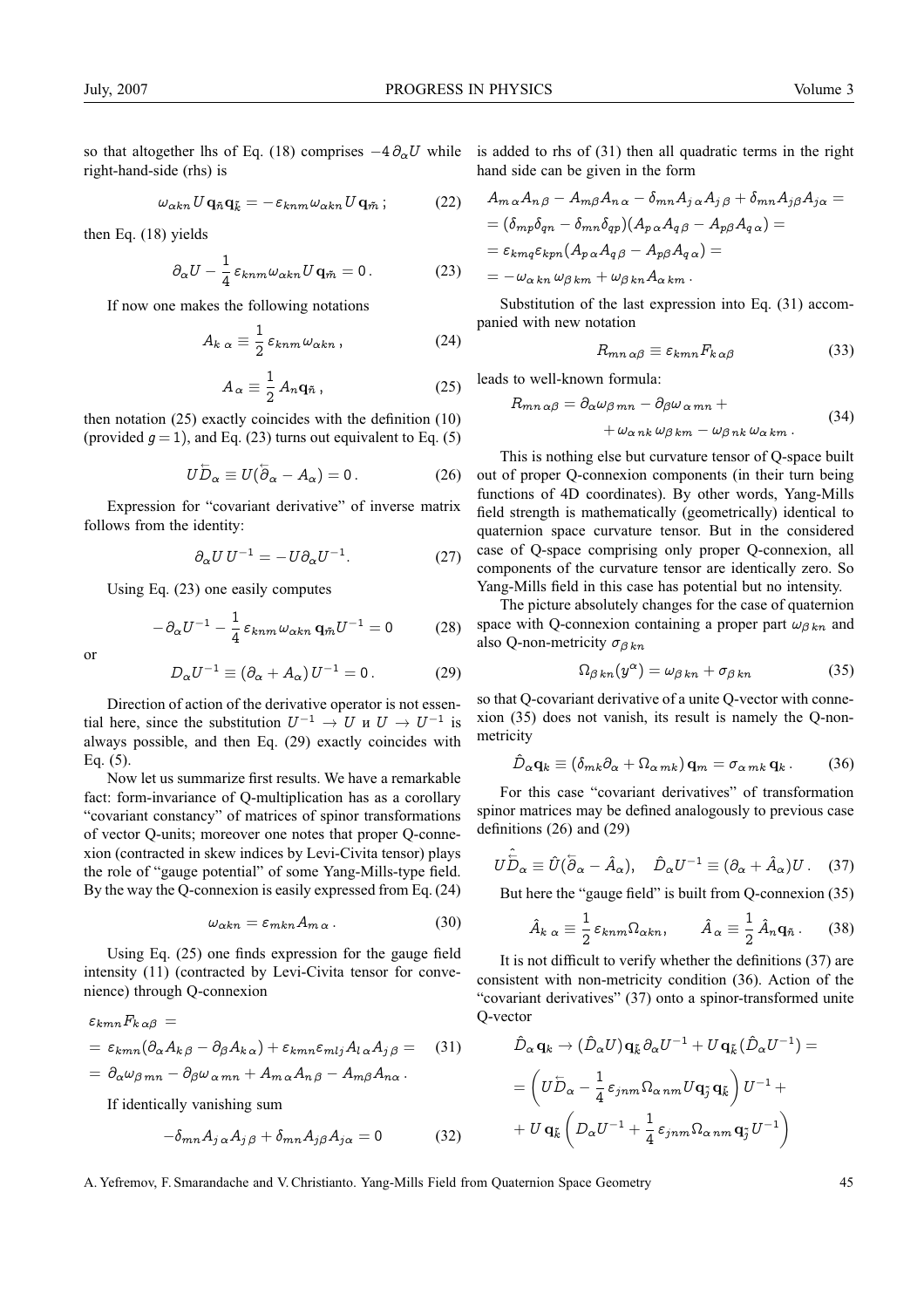so that altogether lhs of Eq. (18) comprises $-4\,\partial_\alpha U$ while right-hand-side (rhs) is

$$\omega_{\alpha kn}\, U\, \mathbf{q}_{\tilde{n}} \mathbf{q}_{\tilde{k}} = -\,\varepsilon_{knm}\,\omega_{\alpha kn}\, U\, \mathbf{q}_{\tilde{m}}\,; \qquad (22)$$

then Eq. (18) yields

$$\partial_\alpha U - \frac{1}{4}\,\varepsilon_{knm}\,\omega_{\alpha kn}\, U\, \mathbf{q}_{\tilde{m}} = 0\,. \qquad (23)$$

If now one makes the following notations

$$A_{k\,\alpha} \equiv \frac{1}{2}\,\varepsilon_{knm}\,\omega_{\alpha kn}\,, \qquad (24)$$

$$A_\alpha \equiv \frac{1}{2}\, A_n \mathbf{q}_{\tilde{n}}\,, \qquad (25)$$

then notation (25) exactly coincides with the definition (10) (provided $g = 1$), and Eq. (23) turns out equivalent to Eq. (5)

$$U\overleftarrow{D}_\alpha \equiv U(\overleftarrow{\partial}_\alpha - A_\alpha) = 0\,. \qquad (26)$$

Expression for "covariant derivative" of inverse matrix follows from the identity:

$$\partial_\alpha U\, U^{-1} = -U \partial_\alpha U^{-1}. \qquad (27)$$

Using Eq. (23) one easily computes

$$-\,\partial_\alpha U^{-1} - \frac{1}{4}\,\varepsilon_{knm}\,\omega_{\alpha kn}\, \mathbf{q}_{\tilde{m}} U^{-1} = 0 \qquad (28)$$

or

$$D_\alpha U^{-1} \equiv (\partial_\alpha + A_\alpha)\, U^{-1} = 0\,. \qquad (29)$$

Direction of action of the derivative operator is not essential here, since the substitution $U^{-1} \to U$ и $U \to U^{-1}$ is always possible, and then Eq. (29) exactly coincides with Eq. (5).

Now let us summarize first results. We have a remarkable fact: form-invariance of Q-multiplication has as a corollary "covariant constancy" of matrices of spinor transformations of vector Q-units; moreover one notes that proper Q-connexion (contracted in skew indices by Levi-Civita tensor) plays the role of "gauge potential" of some Yang-Mills-type field. By the way the Q-connexion is easily expressed from Eq. (24)

$$\omega_{\alpha kn} = \varepsilon_{mkn} A_{m\,\alpha}\,. \qquad (30)$$

Using Eq. (25) one finds expression for the gauge field intensity (11) (contracted by Levi-Civita tensor for convenience) through Q-connexion

$$\begin{aligned}
&\varepsilon_{kmn} F_{k\,\alpha\beta} = \\
&= \varepsilon_{kmn}(\partial_\alpha A_{k\beta} - \partial_\beta A_{k\,\alpha}) + \varepsilon_{kmn}\varepsilon_{mlj} A_{l\,\alpha} A_{j\,\beta} = \qquad (31)\\
&= \partial_\alpha \omega_{\beta\, mn} - \partial_\beta \omega_{\alpha\, mn} + A_{m\,\alpha} A_{n\,\beta} - A_{m\beta} A_{n\alpha}\,.
\end{aligned}$$

If identically vanishing sum

$$-\delta_{mn} A_{j\,\alpha} A_{j\,\beta} + \delta_{mn} A_{j\beta} A_{j\alpha} = 0 \qquad (32)$$

is added to rhs of (31) then all quadratic terms in the right hand side can be given in the form

$$\begin{aligned}
&A_{m\,\alpha} A_{n\,\beta} - A_{m\beta} A_{n\,\alpha} - \delta_{mn} A_{j\,\alpha} A_{j\,\beta} + \delta_{mn} A_{j\beta} A_{j\alpha} = \\
&= (\delta_{mp}\delta_{qn} - \delta_{mn}\delta_{qp})(A_{p\,\alpha} A_{q\,\beta} - A_{p\beta} A_{q\,\alpha}) = \\
&= \varepsilon_{kmq}\varepsilon_{kpn}(A_{p\,\alpha} A_{q\,\beta} - A_{p\beta} A_{q\,\alpha}) = \\
&= -\,\omega_{\alpha\, kn}\,\omega_{\beta\, km} + \omega_{\beta\, kn} A_{\alpha\, km}\,.
\end{aligned}$$

Substitution of the last expression into Eq. (31) accompanied with new notation

$$R_{mn\,\alpha\beta} \equiv \varepsilon_{kmn} F_{k\,\alpha\beta} \qquad (33)$$

leads to well-known formula:

$$\begin{aligned}
R_{mn\,\alpha\beta} = \partial_\alpha \omega_{\beta\, mn} - \partial_\beta \omega_{\alpha\, mn} + \\
+\, \omega_{\alpha\, nk}\,\omega_{\beta\, km} - \omega_{\beta\, nk}\,\omega_{\alpha\, km}\,.
\end{aligned} \qquad (34)$$

This is nothing else but curvature tensor of Q-space built out of proper Q-connexion components (in their turn being functions of 4D coordinates). By other words, Yang-Mills field strength is mathematically (geometrically) identical to quaternion space curvature tensor. But in the considered case of Q-space comprising only proper Q-connexion, all components of the curvature tensor are identically zero. So Yang-Mills field in this case has potential but no intensity.

The picture absolutely changes for the case of quaternion space with Q-connexion containing a proper part $\omega_{\beta\, kn}$ and also Q-non-metricity $\sigma_{\beta\, kn}$

$$\Omega_{\beta\, kn}(y^\alpha) = \omega_{\beta\, kn} + \sigma_{\beta\, kn} \qquad (35)$$

so that Q-covariant derivative of a unite Q-vector with connexion (35) does not vanish, its result is namely the Q-non-metricity

$$\hat{D}_\alpha \mathbf{q}_k \equiv (\delta_{mk}\partial_\alpha + \Omega_{\alpha\, mk})\,\mathbf{q}_m = \sigma_{\alpha\, mk}\,\mathbf{q}_k\,. \qquad (36)$$

For this case "covariant derivatives" of transformation spinor matrices may be defined analogously to previous case definitions (26) and (29)

$$U\hat{\overleftarrow{D}}_\alpha \equiv \hat{U}(\overleftarrow{\partial}_\alpha - \hat{A}_\alpha), \quad \hat{D}_\alpha U^{-1} \equiv (\partial_\alpha + \hat{A}_\alpha) U\,. \qquad (37)$$

But here the "gauge field" is built from Q-connexion (35)

$$\hat{A}_{k\,\alpha} \equiv \frac{1}{2}\,\varepsilon_{knm}\Omega_{\alpha kn}, \qquad \hat{A}_\alpha \equiv \frac{1}{2}\,\hat{A}_n \mathbf{q}_{\tilde{n}}\,. \qquad (38)$$

It is not difficult to verify whether the definitions (37) are consistent with non-metricity condition (36). Action of the "covariant derivatives" (37) onto a spinor-transformed unite Q-vector

$$\begin{aligned}
&\hat{D}_\alpha\,\mathbf{q}_k \to (\hat{D}_\alpha U)\,\mathbf{q}_{\tilde{k}}\,\partial_\alpha U^{-1} + U\,\mathbf{q}_{\tilde{k}}\,(\hat{D}_\alpha U^{-1}) = \\
&= \left( U\overleftarrow{D}_\alpha - \frac{1}{4}\,\varepsilon_{jnm}\,\Omega_{\alpha\, nm} U \mathbf{q}_{\tilde{j}}\,\mathbf{q}_{\tilde{k}} \right) U^{-1} + \\
&+ U\,\mathbf{q}_{\tilde{k}} \left( D_\alpha U^{-1} + \frac{1}{4}\,\varepsilon_{jnm}\,\Omega_{\alpha\, nm}\,\mathbf{q}_{\tilde{j}}\, U^{-1} \right)
\end{aligned}$$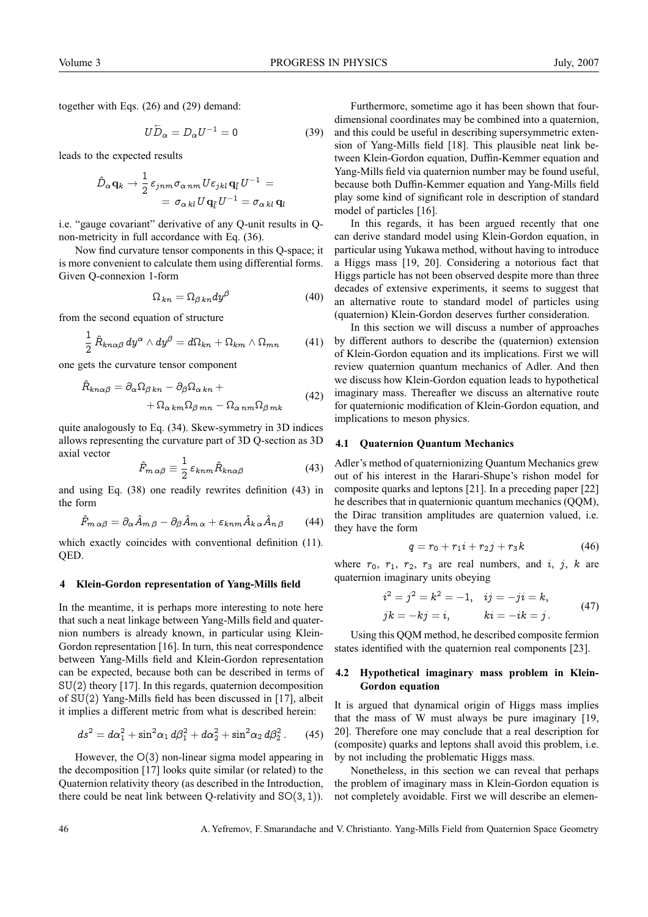together with Eqs. (26) and (29) demand:

$$U\overleftarrow{D}_\alpha = D_\alpha U^{-1} = 0 \tag{39}$$

leads to the expected results

$$\hat{D}_\alpha \mathbf{q}_k \rightarrow \frac{1}{2}\,\varepsilon_{jnm}\sigma_{\alpha\, nm}\,U\varepsilon_{jkl}\,\mathbf{q}_{\tilde{l}}\,U^{-1} = \\ = \sigma_{\alpha\, kl}\,U\,\mathbf{q}_{\tilde{l}}\,U^{-1} = \sigma_{\alpha\, kl}\,\mathbf{q}_l$$

i.e. "gauge covariant" derivative of any Q-unit results in Q-non-metricity in full accordance with Eq. (36).

Now find curvature tensor components in this Q-space; it is more convenient to calculate them using differential forms. Given Q-connexion 1-form

$$\Omega_{kn} = \Omega_{\beta\, kn} dy^\beta \tag{40}$$

from the second equation of structure

$$\frac{1}{2}\,\hat{R}_{kn\alpha\beta}\, dy^\alpha \wedge dy^\beta = d\Omega_{kn} + \Omega_{km} \wedge \Omega_{mn} \tag{41}$$

one gets the curvature tensor component

$$\hat{R}_{kn\alpha\beta} = \partial_\alpha \Omega_{\beta\, kn} - \partial_\beta \Omega_{\alpha\, kn} + \\ + \Omega_{\alpha\, km}\Omega_{\beta\, mn} - \Omega_{\alpha\, nm}\Omega_{\beta\, mk} \tag{42}$$

quite analogously to Eq. (34). Skew-symmetry in 3D indices allows representing the curvature part of 3D Q-section as 3D axial vector

$$\hat{F}_{m\,\alpha\beta} \equiv \frac{1}{2}\,\varepsilon_{knm}\hat{R}_{kn\alpha\beta} \tag{43}$$

and using Eq. (38) one readily rewrites definition (43) in the form

$$\hat{F}_{m\,\alpha\beta} = \partial_\alpha \hat{A}_{m\,\beta} - \partial_\beta \hat{A}_{m\,\alpha} + \varepsilon_{knm}\hat{A}_{k\,\alpha}\hat{A}_{n\,\beta} \tag{44}$$

which exactly coincides with conventional definition (11). QED.

## 4 Klein-Gordon representation of Yang-Mills field

In the meantime, it is perhaps more interesting to note here that such a neat linkage between Yang-Mills field and quaternion numbers is already known, in particular using Klein-Gordon representation [16]. In turn, this neat correspondence between Yang-Mills field and Klein-Gordon representation can be expected, because both can be described in terms of $\mathrm{SU}(2)$ theory [17]. In this regards, quaternion decomposition of $\mathrm{SU}(2)$ Yang-Mills field has been discussed in [17], albeit it implies a different metric from what is described herein:

$$ds^2 = d\alpha_1^2 + \sin^2\alpha_1\, d\beta_1^2 + d\alpha_2^2 + \sin^2\alpha_2\, d\beta_2^2\,. \tag{45}$$

However, the $\mathrm{O}(3)$ non-linear sigma model appearing in the decomposition [17] looks quite similar (or related) to the Quaternion relativity theory (as described in the Introduction, there could be neat link between Q-relativity and $\mathrm{SO}(3,1)$).

Furthermore, sometime ago it has been shown that four-dimensional coordinates may be combined into a quaternion, and this could be useful in describing supersymmetric extension of Yang-Mills field [18]. This plausible neat link between Klein-Gordon equation, Duffin-Kemmer equation and Yang-Mills field via quaternion number may be found useful, because both Duffin-Kemmer equation and Yang-Mills field play some kind of significant role in description of standard model of particles [16].

In this regards, it has been argued recently that one can derive standard model using Klein-Gordon equation, in particular using Yukawa method, without having to introduce a Higgs mass [19, 20]. Considering a notorious fact that Higgs particle has not been observed despite more than three decades of extensive experiments, it seems to suggest that an alternative route to standard model of particles using (quaternion) Klein-Gordon deserves further consideration.

In this section we will discuss a number of approaches by different authors to describe the (quaternion) extension of Klein-Gordon equation and its implications. First we will review quaternion quantum mechanics of Adler. And then we discuss how Klein-Gordon equation leads to hypothetical imaginary mass. Thereafter we discuss an alternative route for quaternionic modification of Klein-Gordon equation, and implications to meson physics.

### 4.1 Quaternion Quantum Mechanics

Adler's method of quaternionizing Quantum Mechanics grew out of his interest in the Harari-Shupe's rishon model for composite quarks and leptons [21]. In a preceding paper [22] he describes that in quaternionic quantum mechanics (QQM), the Dirac transition amplitudes are quaternion valued, i.e. they have the form

$$q = r_0 + r_1 i + r_2 j + r_3 k \tag{46}$$

where $r_0$, $r_1$, $r_2$, $r_3$ are real numbers, and $i$, $j$, $k$ are quaternion imaginary units obeying

$$i^2 = j^2 = k^2 = -1, \quad ij = -ji = k, \\ jk = -kj = i, \qquad ki = -ik = j\,. \tag{47}$$

Using this QQM method, he described composite fermion states identified with the quaternion real components [23].

### 4.2 Hypothetical imaginary mass problem in Klein-Gordon equation

It is argued that dynamical origin of Higgs mass implies that the mass of W must always be pure imaginary [19, 20]. Therefore one may conclude that a real description for (composite) quarks and leptons shall avoid this problem, i.e. by not including the problematic Higgs mass.

Nonetheless, in this section we can reveal that perhaps the problem of imaginary mass in Klein-Gordon equation is not completely avoidable. First we will describe an elemen-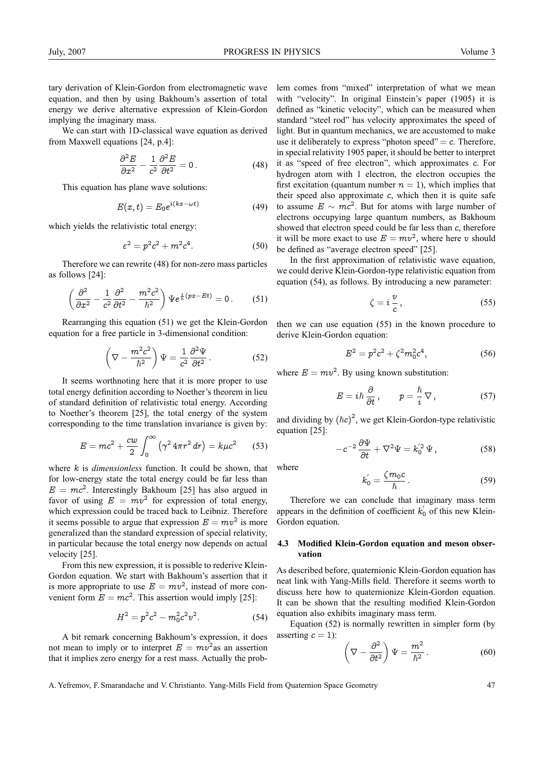tary derivation of Klein-Gordon from electromagnetic wave equation, and then by using Bakhoum's assertion of total energy we derive alternative expression of Klein-Gordon implying the imaginary mass.

We can start with 1D-classical wave equation as derived from Maxwell equations [24, p.4]:

$$\frac{\partial^2 E}{\partial x^2} - \frac{1}{c^2}\frac{\partial^2 E}{\partial t^2} = 0\,. \tag{48}$$

This equation has plane wave solutions:

$$E(x,t) = E_0 e^{i(kx-\omega t)} \tag{49}$$

which yields the relativistic total energy:

$$\varepsilon^2 = p^2c^2 + m^2c^4. \tag{50}$$

Therefore we can rewrite (48) for non-zero mass particles as follows [24]:

$$\left(\frac{\partial^2}{\partial x^2} - \frac{1}{c^2}\frac{\partial^2}{\partial t^2} - \frac{m^2c^2}{\hbar^2}\right)\Psi e^{\frac{i}{\hbar}(px-Et)} = 0\,. \tag{51}$$

Rearranging this equation (51) we get the Klein-Gordon equation for a free particle in 3-dimensional condition:

$$\left(\nabla - \frac{m^2c^2}{\hbar^2}\right)\Psi = \frac{1}{c^2}\frac{\partial^2\Psi}{\partial t^2}\,. \tag{52}$$

It seems worthnoting here that it is more proper to use total energy definition according to Noether's theorem in lieu of standard definition of relativistic total energy. According to Noether's theorem [25], the total energy of the system corresponding to the time translation invariance is given by:

$$E = mc^2 + \frac{cw}{2}\int_0^\infty \left(\gamma^2\, 4\pi r^2\, dr\right) = k\mu c^2 \tag{53}$$

where $k$ is *dimensionless* function. It could be shown, that for low-energy state the total energy could be far less than $E = mc^2$. Interestingly Bakhoum [25] has also argued in favor of using $E = mv^2$ for expression of total energy, which expression could be traced back to Leibniz. Therefore it seems possible to argue that expression $E = mv^2$ is more generalized than the standard expression of special relativity, in particular because the total energy now depends on actual velocity [25].

From this new expression, it is possible to rederive Klein-Gordon equation. We start with Bakhoum's assertion that it is more appropriate to use $E = mv^2$, instead of more convenient form $E = mc^2$. This assertion would imply [25]:

$$H^2 = p^2c^2 - m_0^2c^2v^2. \tag{54}$$

A bit remark concerning Bakhoum's expression, it does not mean to imply or to interpret $E = mv^2$as an assertion that it implies zero energy for a rest mass. Actually the problem comes from "mixed" interpretation of what we mean with "velocity". In original Einstein's paper (1905) it is defined as "kinetic velocity", which can be measured when standard "steel rod" has velocity approximates the speed of light. But in quantum mechanics, we are accustomed to make use it deliberately to express "photon speed" $= c$. Therefore, in special relativity 1905 paper, it should be better to interpret it as "speed of free electron", which approximates $c$. For hydrogen atom with 1 electron, the electron occupies the first excitation (quantum number $n = 1$), which implies that their speed also approximate $c$, which then it is quite safe to assume $E \sim mc^2$. But for atoms with large number of electrons occupying large quantum numbers, as Bakhoum showed that electron speed could be far less than $c$, therefore it will be more exact to use $E = mv^2$, where here $v$ should be defined as "average electron speed" [25].

In the first approximation of relativistic wave equation, we could derive Klein-Gordon-type relativistic equation from equation (54), as follows. By introducing a new parameter:

$$\zeta = i\,\frac{v}{c}\,, \tag{55}$$

then we can use equation (55) in the known procedure to derive Klein-Gordon equation:

$$E^2 = p^2c^2 + \zeta^2 m_0^2 c^4, \tag{56}$$

where $E = mv^2$. By using known substitution:

$$E = i\hbar\,\frac{\partial}{\partial t}\,, \qquad p = \frac{\hbar}{i}\,\nabla\,, \tag{57}$$

and dividing by $(\hbar c)^2$, we get Klein-Gordon-type relativistic equation [25]:

$$-c^{-2}\,\frac{\partial\Psi}{\partial t} + \nabla^2\Psi = k_0^{'2}\,\Psi\,, \tag{58}$$

where

$$k_0^{'} = \frac{\zeta m_0 c}{\hbar}\,. \tag{59}$$

Therefore we can conclude that imaginary mass term appears in the definition of coefficient $k_0^{'}$ of this new Klein-Gordon equation.

### 4.3 Modified Klein-Gordon equation and meson observation

As described before, quaternionic Klein-Gordon equation has neat link with Yang-Mills field. Therefore it seems worth to discuss here how to quaternionize Klein-Gordon equation. It can be shown that the resulting modified Klein-Gordon equation also exhibits imaginary mass term.

Equation (52) is normally rewritten in simpler form (by asserting $c = 1$):

$$\left(\nabla - \frac{\partial^2}{\partial t^2}\right)\Psi = \frac{m^2}{\hbar^2}\,. \tag{60}$$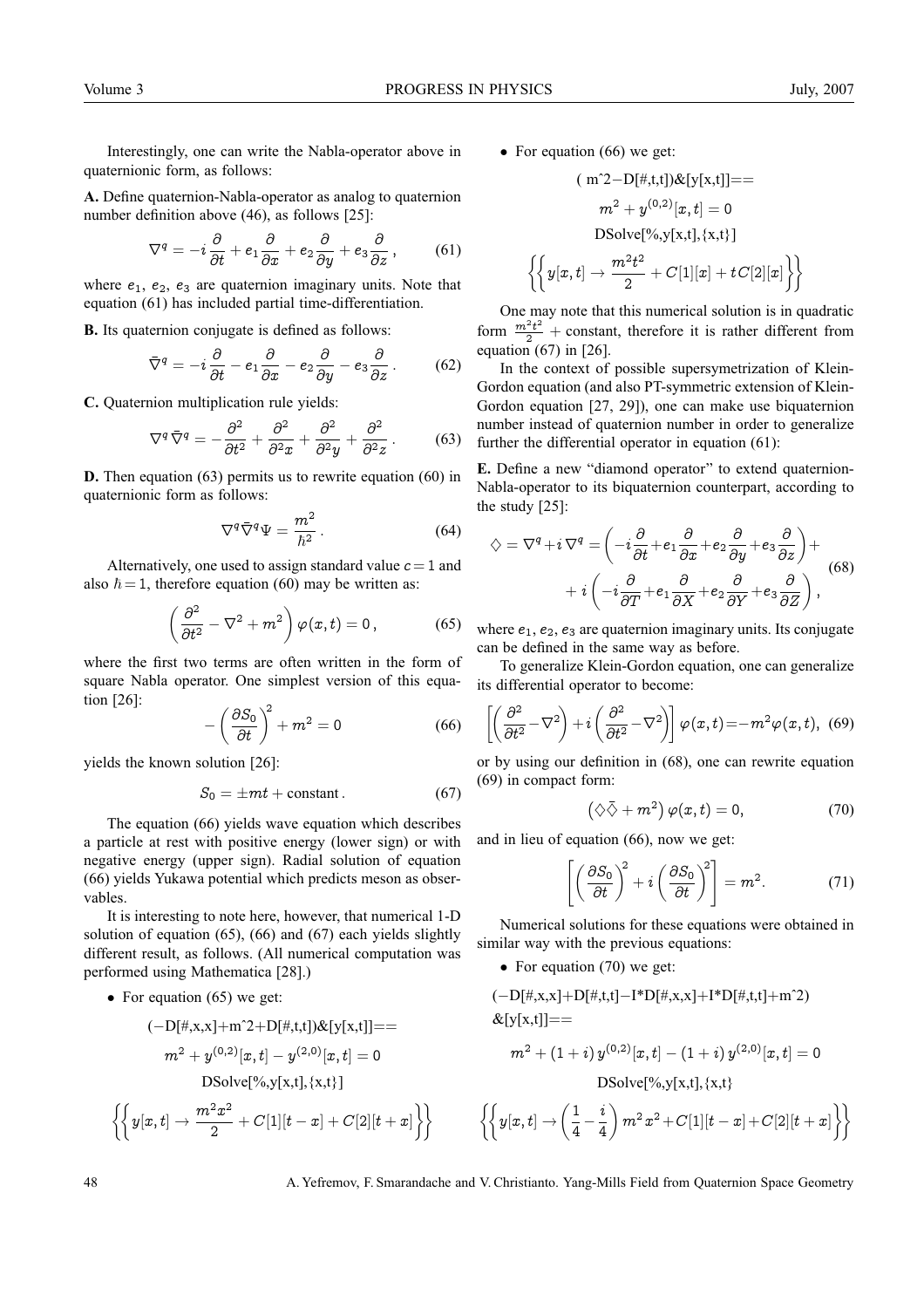Interestingly, one can write the Nabla-operator above in quaternionic form, as follows:

**A.** Define quaternion-Nabla-operator as analog to quaternion number definition above (46), as follows [25]:

$$\nabla^q = -i\frac{\partial}{\partial t} + e_1\frac{\partial}{\partial x} + e_2\frac{\partial}{\partial y} + e_3\frac{\partial}{\partial z}\,, \tag{61}$$

where $e_1$, $e_2$, $e_3$ are quaternion imaginary units. Note that equation (61) has included partial time-differentiation.

**B.** Its quaternion conjugate is defined as follows:

$$\bar{\nabla}^q = -i\frac{\partial}{\partial t} - e_1\frac{\partial}{\partial x} - e_2\frac{\partial}{\partial y} - e_3\frac{\partial}{\partial z}\,. \tag{62}$$

**C.** Quaternion multiplication rule yields:

$$\nabla^q\bar{\nabla}^q = -\frac{\partial^2}{\partial t^2} + \frac{\partial^2}{\partial^2 x} + \frac{\partial^2}{\partial^2 y} + \frac{\partial^2}{\partial^2 z}\,. \tag{63}$$

**D.** Then equation (63) permits us to rewrite equation (60) in quaternionic form as follows:

$$\nabla^q\bar{\nabla}^q\Psi = \frac{m^2}{\hbar^2}\,. \tag{64}$$

Alternatively, one used to assign standard value $c = 1$ and also $\hbar = 1$, therefore equation (60) may be written as:

$$\left(\frac{\partial^2}{\partial t^2} - \nabla^2 + m^2\right)\varphi(x,t) = 0\,, \tag{65}$$

where the first two terms are often written in the form of square Nabla operator. One simplest version of this equation [26]:

$$-\left(\frac{\partial S_0}{\partial t}\right)^2 + m^2 = 0 \tag{66}$$

yields the known solution [26]:

$$S_0 = \pm mt + \text{constant}\,. \tag{67}$$

The equation (66) yields wave equation which describes a particle at rest with positive energy (lower sign) or with negative energy (upper sign). Radial solution of equation (66) yields Yukawa potential which predicts meson as observables.

It is interesting to note here, however, that numerical 1-D solution of equation (65), (66) and (67) each yields slightly different result, as follows. (All numerical computation was performed using Mathematica [28].)

- For equation (65) we get:

$$(-\text{D}[\#,x,x]+\text{m}\hat{\ }2+\text{D}[\#,t,t])\&[y[x,t]]==$$

$$m^2 + y^{(0,2)}[x,t] - y^{(2,0)}[x,t] = 0$$

$$\text{DSolve}[\%,y[x,t],\{x,t\}]$$

$$\left\{\left\{y[x,t] \to \frac{m^2x^2}{2} + C[1][t-x] + C[2][t+x]\right\}\right\}$$

- For equation (66) we get:

$$(\text{ m}\hat{\ }2-\text{D}[\#,t,t])\&[y[x,t]]==$$

$$m^2 + y^{(0,2)}[x,t] = 0$$

$$\text{DSolve}[\%,y[x,t],\{x,t\}]$$

$$\left\{\left\{y[x,t] \to \frac{m^2t^2}{2} + C[1][x] + tC[2][x]\right\}\right\}$$

One may note that this numerical solution is in quadratic form $\frac{m^2t^2}{2}$ + constant, therefore it is rather different from equation (67) in [26].

In the context of possible supersymetrization of Klein-Gordon equation (and also PT-symmetric extension of Klein-Gordon equation [27, 29]), one can make use biquaternion number instead of quaternion number in order to generalize further the differential operator in equation (61):

**E.** Define a new "diamond operator" to extend quaternion-Nabla-operator to its biquaternion counterpart, according to the study [25]:

$$\begin{aligned}\diamondsuit = \nabla^q + i\,\nabla^q = \left(-i\frac{\partial}{\partial t} + e_1\frac{\partial}{\partial x} + e_2\frac{\partial}{\partial y} + e_3\frac{\partial}{\partial z}\right) + \\ + i\left(-i\frac{\partial}{\partial T} + e_1\frac{\partial}{\partial X} + e_2\frac{\partial}{\partial Y} + e_3\frac{\partial}{\partial Z}\right),\end{aligned} \tag{68}$$

where $e_1$, $e_2$, $e_3$ are quaternion imaginary units. Its conjugate can be defined in the same way as before.

To generalize Klein-Gordon equation, one can generalize its differential operator to become:

$$\left[\left(\frac{\partial^2}{\partial t^2} - \nabla^2\right) + i\left(\frac{\partial^2}{\partial t^2} - \nabla^2\right)\right]\varphi(x,t) = -m^2\varphi(x,t), \tag{69}$$

or by using our definition in (68), one can rewrite equation (69) in compact form:

$$\left(\diamondsuit\bar{\diamondsuit} + m^2\right)\varphi(x,t) = 0, \tag{70}$$

and in lieu of equation (66), now we get:

$$\left[\left(\frac{\partial S_0}{\partial t}\right)^2 + i\left(\frac{\partial S_0}{\partial t}\right)^2\right] = m^2. \tag{71}$$

Numerical solutions for these equations were obtained in similar way with the previous equations:

- For equation (70) we get:

$$(-\text{D}[\#,x,x]+\text{D}[\#,t,t]-\text{I}*\text{D}[\#,x,x]+\text{I}*\text{D}[\#,t,t]+\text{m}\hat{\ }2)$$
$$\&[y[x,t]]==$$

$$m^2 + (1+i)\,y^{(0,2)}[x,t] - (1+i)\,y^{(2,0)}[x,t] = 0$$

$$\text{DSolve}[\%,y[x,t],\{x,t\}$$

$$\left\{\left\{y[x,t] \to \left(\frac{1}{4} - \frac{i}{4}\right)m^2x^2 + C[1][t-x] + C[2][t+x]\right\}\right\}$$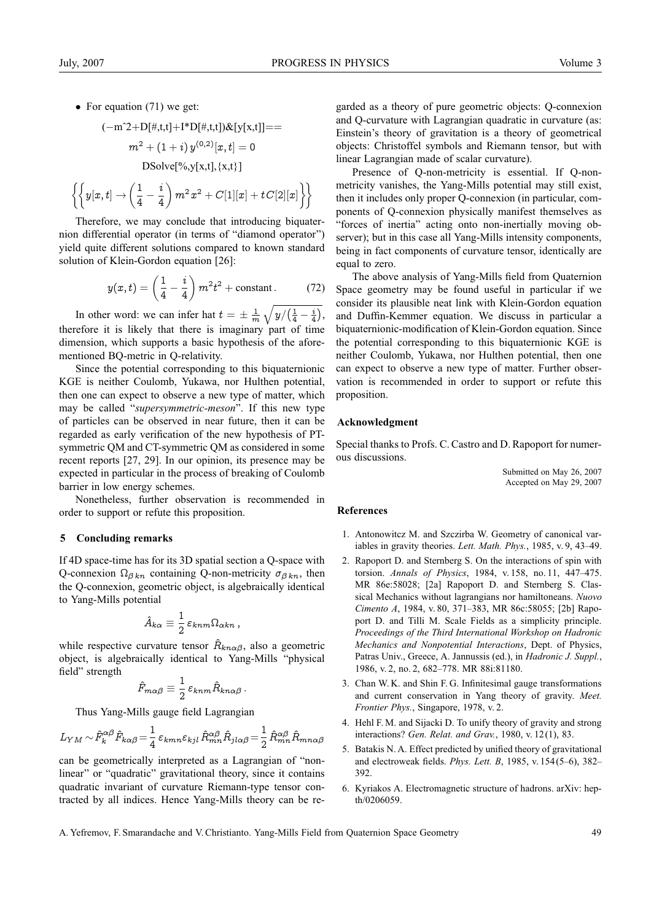- For equation (71) we get:

```
(−m^2+D[#,t,t]+I*D[#,t,t])&[y[x,t]]==
```

$$m^2 + (1+i)\, y^{(0,2)}[x,t] = 0$$

```
DSolve[%,y[x,t],{x,t}]
```

$$\left\{\left\{y[x,t] \to \left(\frac{1}{4} - \frac{i}{4}\right) m^2 x^2 + C[1][x] + t\, C[2][x]\right\}\right\}$$

Therefore, we may conclude that introducing biquaternion differential operator (in terms of "diamond operator") yield quite different solutions compared to known standard solution of Klein-Gordon equation [26]:

$$y(x,t) = \left(\frac{1}{4} - \frac{i}{4}\right) m^2 t^2 + \text{constant}\,. \tag{72}$$

In other word: we can infer hat $t = \pm \frac{1}{m}\sqrt{y/\left(\frac{1}{4} - \frac{i}{4}\right)}$, therefore it is likely that there is imaginary part of time dimension, which supports a basic hypothesis of the aforementioned BQ-metric in Q-relativity.

Since the potential corresponding to this biquaternionic KGE is neither Coulomb, Yukawa, nor Hulthen potential, then one can expect to observe a new type of matter, which may be called "*supersymmetric-meson*". If this new type of particles can be observed in near future, then it can be regarded as early verification of the new hypothesis of PT-symmetric QM and CT-symmetric QM as considered in some recent reports [27, 29]. In our opinion, its presence may be expected in particular in the process of breaking of Coulomb barrier in low energy schemes.

Nonetheless, further observation is recommended in order to support or refute this proposition.

## 5 Concluding remarks

If 4D space-time has for its 3D spatial section a Q-space with Q-connexion $\Omega_{\beta kn}$ containing Q-non-metricity $\sigma_{\beta kn}$, then the Q-connexion, geometric object, is algebraically identical to Yang-Mills potential

$$\hat{A}_{k\alpha} \equiv \frac{1}{2}\,\varepsilon_{knm}\Omega_{\alpha kn}\,,$$

while respective curvature tensor $\hat{R}_{kn\alpha\beta}$, also a geometric object, is algebraically identical to Yang-Mills "physical field" strength

$$\hat{F}_{m\alpha\beta} \equiv \frac{1}{2}\,\varepsilon_{knm}\hat{R}_{kn\alpha\beta}\,.$$

Thus Yang-Mills gauge field Lagrangian

$$L_{YM} \sim \hat{F}_k^{\alpha\beta}\hat{F}_{k\alpha\beta} = \frac{1}{4}\,\varepsilon_{kmn}\varepsilon_{kjl}\,\hat{R}_{mn}^{\alpha\beta}\hat{R}_{jl\alpha\beta} = \frac{1}{2}\,\hat{R}_{mn}^{\alpha\beta}\hat{R}_{mn\alpha\beta}$$

can be geometrically interpreted as a Lagrangian of "non-linear" or "quadratic" gravitational theory, since it contains quadratic invariant of curvature Riemann-type tensor contracted by all indices. Hence Yang-Mills theory can be regarded as a theory of pure geometric objects: Q-connexion and Q-curvature with Lagrangian quadratic in curvature (as: Einstein's theory of gravitation is a theory of geometrical objects: Christoffel symbols and Riemann tensor, but with linear Lagrangian made of scalar curvature).

Presence of Q-non-metricity is essential. If Q-non-metricity vanishes, the Yang-Mills potential may still exist, then it includes only proper Q-connexion (in particular, components of Q-connexion physically manifest themselves as "forces of inertia" acting onto non-inertially moving observer); but in this case all Yang-Mills intensity components, being in fact components of curvature tensor, identically are equal to zero.

The above analysis of Yang-Mills field from Quaternion Space geometry may be found useful in particular if we consider its plausible neat link with Klein-Gordon equation and Duffin-Kemmer equation. We discuss in particular a biquaternionic-modification of Klein-Gordon equation. Since the potential corresponding to this biquaternionic KGE is neither Coulomb, Yukawa, nor Hulthen potential, then one can expect to observe a new type of matter. Further observation is recommended in order to support or refute this proposition.

### Acknowledgment

Special thanks to Profs. C. Castro and D. Rapoport for numerous discussions.

Submitted on May 26, 2007
Accepted on May 29, 2007

### References

1. Antonowitcz M. and Szczirba W. Geometry of canonical variables in gravity theories. *Lett. Math. Phys.*, 1985, v. 9, 43–49.
2. Rapoport D. and Sternberg S. On the interactions of spin with torsion. *Annals of Physics*, 1984, v. 158, no. 11, 447–475. MR 86e:58028; [2a] Rapoport D. and Sternberg S. Classical Mechanics without lagrangians nor hamiltoneans. *Nuovo Cimento A*, 1984, v. 80, 371–383, MR 86c:58055; [2b] Rapoport D. and Tilli M. Scale Fields as a simplicity principle. *Proceedings of the Third International Workshop on Hadronic Mechanics and Nonpotential Interactions*, Dept. of Physics, Patras Univ., Greece, A. Jannussis (ed.), in *Hadronic J. Suppl.*, 1986, v. 2, no. 2, 682–778. MR 88i:81180.
3. Chan W. K. and Shin F. G. Infinitesimal gauge transformations and current conservation in Yang theory of gravity. *Meet. Frontier Phys.*, Singapore, 1978, v. 2.
4. Hehl F. M. and Sijacki D. To unify theory of gravity and strong interactions? *Gen. Relat. and Grav.*, 1980, v. 12 (1), 83.
5. Batakis N. A. Effect predicted by unified theory of gravitational and electroweak fields. *Phys. Lett. B*, 1985, v. 154 (5–6), 382–392.
6. Kyriakos A. Electromagnetic structure of hadrons. arXiv: hep-th/0206059.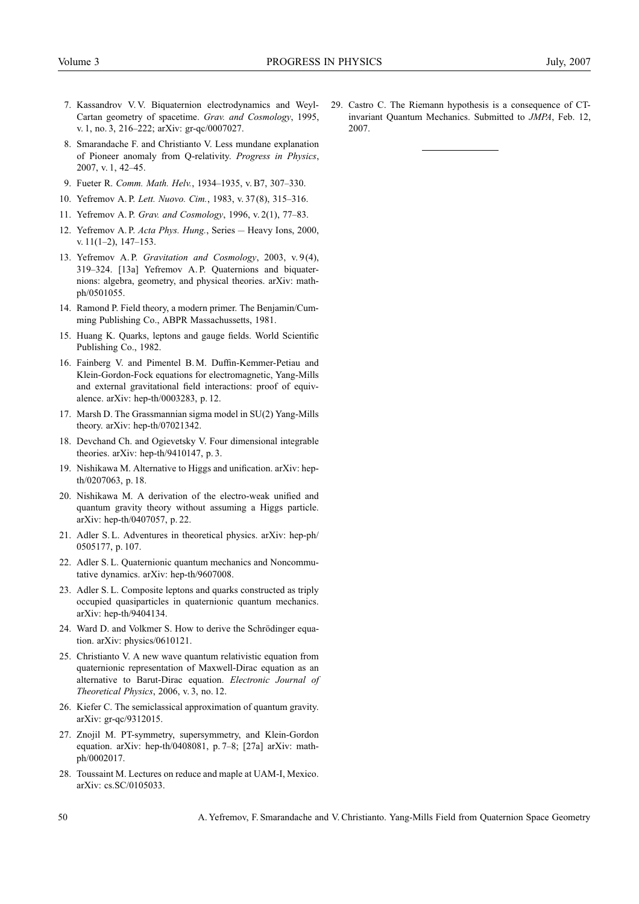7. Kassandrov V. V. Biquaternion electrodynamics and Weyl-Cartan geometry of spacetime. *Grav. and Cosmology*, 1995, v. 1, no. 3, 216–222; arXiv: gr-qc/0007027.
8. Smarandache F. and Christianto V. Less mundane explanation of Pioneer anomaly from Q-relativity. *Progress in Physics*, 2007, v. 1, 42–45.
9. Fueter R. *Comm. Math. Helv.*, 1934–1935, v. B7, 307–330.
10. Yefremov A. P. *Lett. Nuovo. Cim.*, 1983, v. 37(8), 315–316.
11. Yefremov A. P. *Grav. and Cosmology*, 1996, v. 2(1), 77–83.
12. Yefremov A. P. *Acta Phys. Hung.*, Series — Heavy Ions, 2000, v. 11(1–2), 147–153.
13. Yefremov A. P. *Gravitation and Cosmology*, 2003, v. 9(4), 319–324. [13a] Yefremov A. P. Quaternions and biquaternions: algebra, geometry, and physical theories. arXiv: math-ph/0501055.
14. Ramond P. Field theory, a modern primer. The Benjamin/Cumming Publishing Co., ABPR Massachussetts, 1981.
15. Huang K. Quarks, leptons and gauge fields. World Scientific Publishing Co., 1982.
16. Fainberg V. and Pimentel B. M. Duffin-Kemmer-Petiau and Klein-Gordon-Fock equations for electromagnetic, Yang-Mills and external gravitational field interactions: proof of equivalence. arXiv: hep-th/0003283, p. 12.
17. Marsh D. The Grassmannian sigma model in SU(2) Yang-Mills theory. arXiv: hep-th/07021342.
18. Devchand Ch. and Ogievetsky V. Four dimensional integrable theories. arXiv: hep-th/9410147, p. 3.
19. Nishikawa M. Alternative to Higgs and unification. arXiv: hep-th/0207063, p. 18.
20. Nishikawa M. A derivation of the electro-weak unified and quantum gravity theory without assuming a Higgs particle. arXiv: hep-th/0407057, p. 22.
21. Adler S. L. Adventures in theoretical physics. arXiv: hep-ph/0505177, p. 107.
22. Adler S. L. Quaternionic quantum mechanics and Noncommutative dynamics. arXiv: hep-th/9607008.
23. Adler S. L. Composite leptons and quarks constructed as triply occupied quasiparticles in quaternionic quantum mechanics. arXiv: hep-th/9404134.
24. Ward D. and Volkmer S. How to derive the Schrödinger equation. arXiv: physics/0610121.
25. Christianto V. A new wave quantum relativistic equation from quaternionic representation of Maxwell-Dirac equation as an alternative to Barut-Dirac equation. *Electronic Journal of Theoretical Physics*, 2006, v. 3, no. 12.
26. Kiefer C. The semiclassical approximation of quantum gravity. arXiv: gr-qc/9312015.
27. Znojil M. PT-symmetry, supersymmetry, and Klein-Gordon equation. arXiv: hep-th/0408081, p. 7–8; [27a] arXiv: math-ph/0002017.
28. Toussaint M. Lectures on reduce and maple at UAM-I, Mexico. arXiv: cs.SC/0105033.
29. Castro C. The Riemann hypothesis is a consequence of CT-invariant Quantum Mechanics. Submitted to *JMPA*, Feb. 12, 2007.